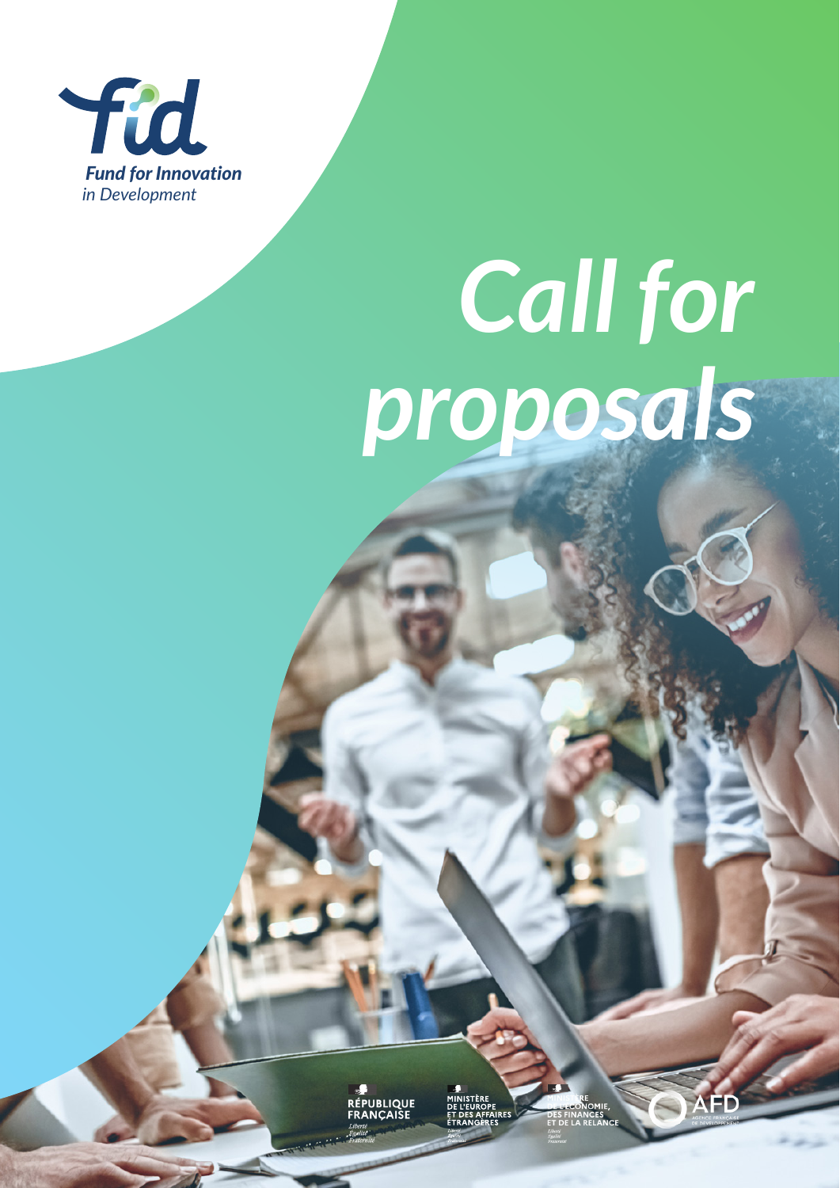**Fund for Innovation in Development**

# *Call for proposals*

RÉPUBLIQUE FRANÇAISE
*Liberté Égalité Fraternité*

MINISTÈRE DE L'EUROPE ET DES AFFAIRES ÉTRANGÈRES

MINISTÈRE DE L'ÉCONOMIE, DES FINANCES ET DE LA RELANCE

AFD
AGENCE FRANÇAISE DE DÉVELOPPEMENT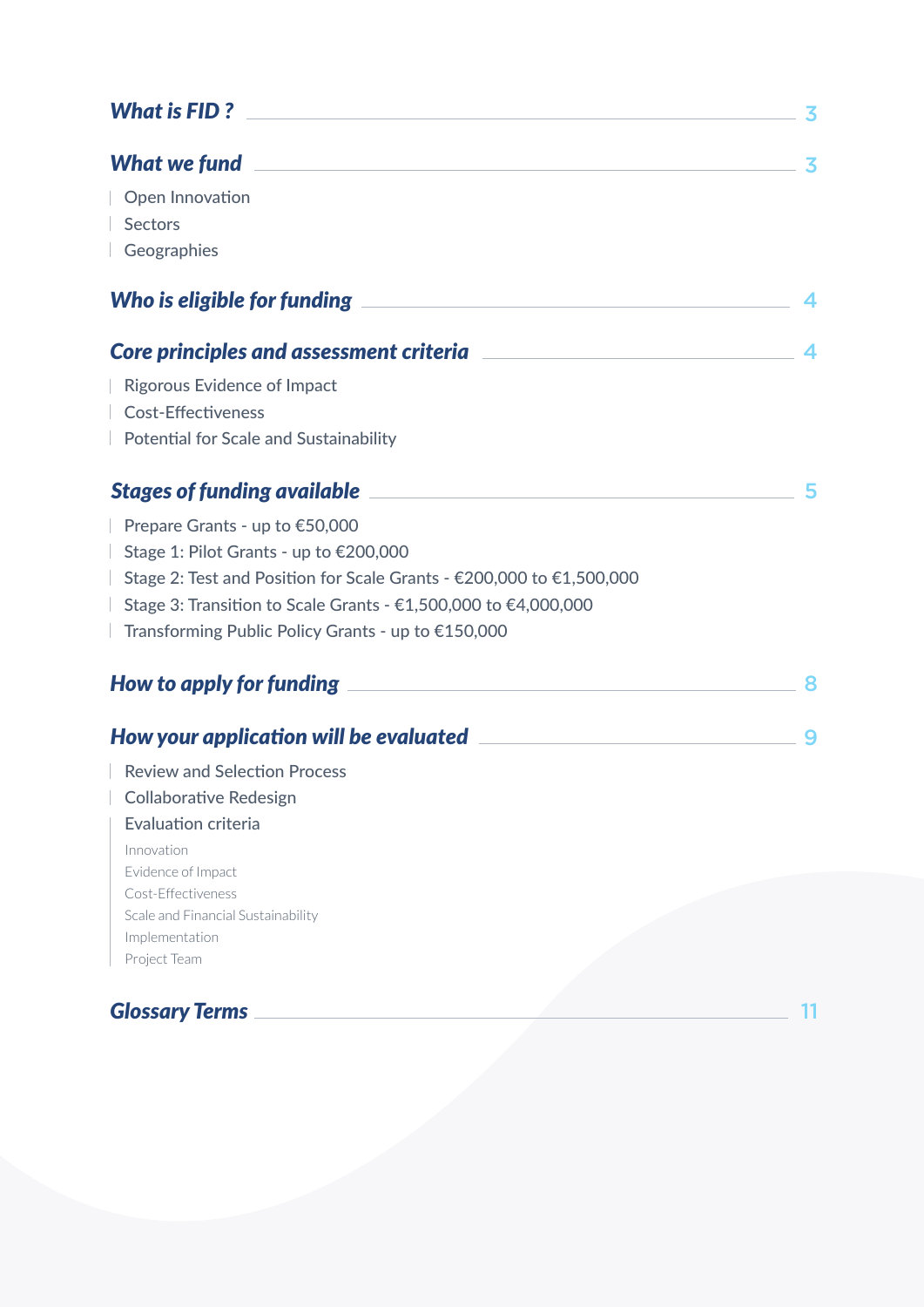*What is FID ?* — 3

*What we fund* — 3

- Open Innovation
- Sectors
- Geographies

*Who is eligible for funding* — 4

*Core principles and assessment criteria* — 4

- Rigorous Evidence of Impact
- Cost-Effectiveness
- Potential for Scale and Sustainability

*Stages of funding available* — 5

- Prepare Grants - up to €50,000
- Stage 1: Pilot Grants - up to €200,000
- Stage 2: Test and Position for Scale Grants - €200,000 to €1,500,000
- Stage 3: Transition to Scale Grants - €1,500,000 to €4,000,000
- Transforming Public Policy Grants - up to €150,000

*How to apply for funding* — 8

*How your application will be evaluated* — 9

- Review and Selection Process
- Collaborative Redesign
- Evaluation criteria
  - Innovation
  - Evidence of Impact
  - Cost-Effectiveness
  - Scale and Financial Sustainability
  - Implementation
  - Project Team

*Glossary Terms* — 11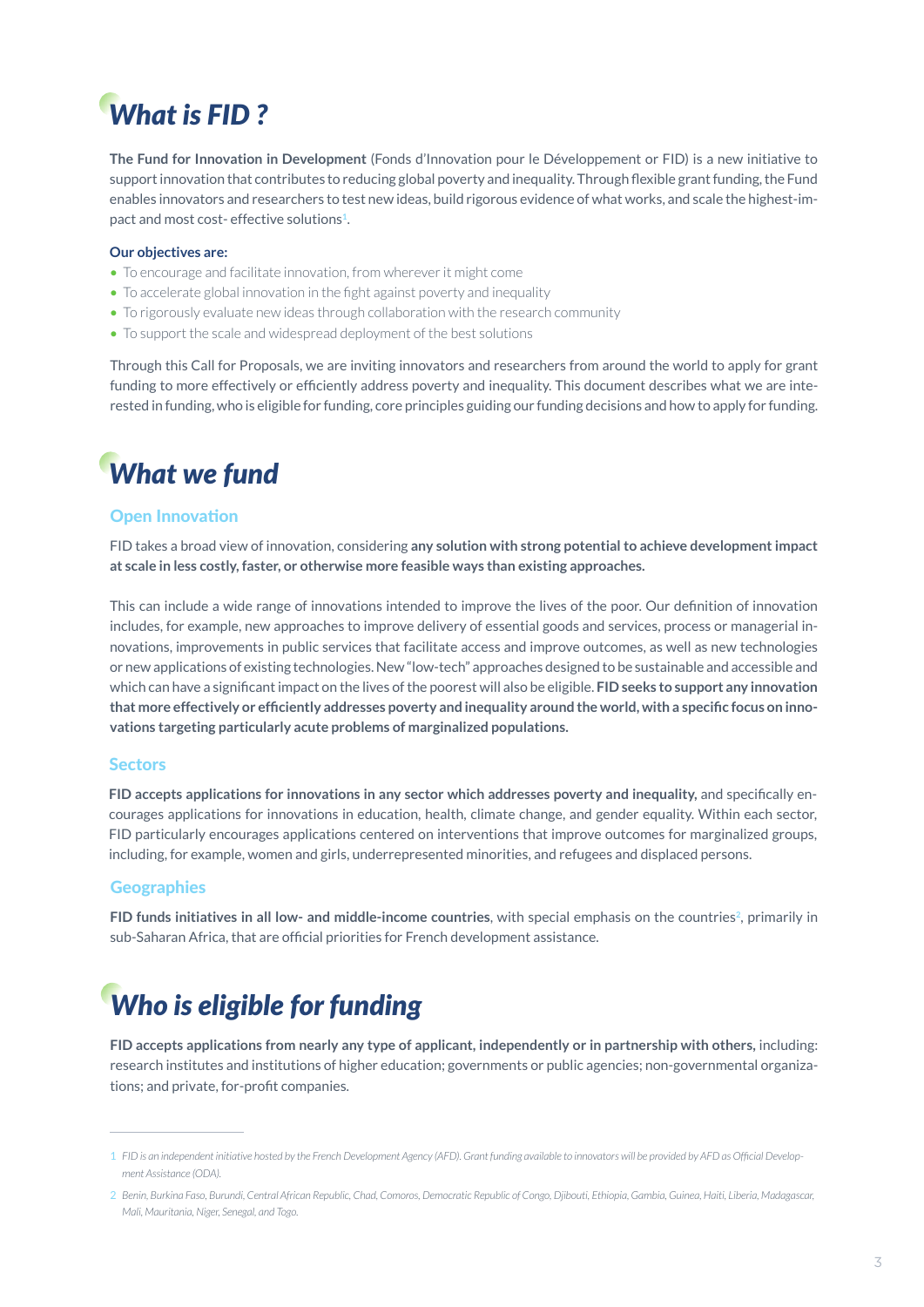# What is FID ?

**The Fund for Innovation in Development** (Fonds d'Innovation pour le Développement or FID) is a new initiative to support innovation that contributes to reducing global poverty and inequality. Through flexible grant funding, the Fund enables innovators and researchers to test new ideas, build rigorous evidence of what works, and scale the highest-impact and most cost- effective solutions[1].

**Our objectives are:**

- To encourage and facilitate innovation, from wherever it might come
- To accelerate global innovation in the fight against poverty and inequality
- To rigorously evaluate new ideas through collaboration with the research community
- To support the scale and widespread deployment of the best solutions

Through this Call for Proposals, we are inviting innovators and researchers from around the world to apply for grant funding to more effectively or efficiently address poverty and inequality. This document describes what we are interested in funding, who is eligible for funding, core principles guiding our funding decisions and how to apply for funding.

# What we fund

## Open Innovation

FID takes a broad view of innovation, considering **any solution with strong potential to achieve development impact at scale in less costly, faster, or otherwise more feasible ways than existing approaches.**

This can include a wide range of innovations intended to improve the lives of the poor. Our definition of innovation includes, for example, new approaches to improve delivery of essential goods and services, process or managerial innovations, improvements in public services that facilitate access and improve outcomes, as well as new technologies or new applications of existing technologies. New "low-tech" approaches designed to be sustainable and accessible and which can have a significant impact on the lives of the poorest will also be eligible. **FID seeks to support any innovation that more effectively or efficiently addresses poverty and inequality around the world, with a specific focus on innovations targeting particularly acute problems of marginalized populations.**

## Sectors

**FID accepts applications for innovations in any sector which addresses poverty and inequality,** and specifically encourages applications for innovations in education, health, climate change, and gender equality. Within each sector, FID particularly encourages applications centered on interventions that improve outcomes for marginalized groups, including, for example, women and girls, underrepresented minorities, and refugees and displaced persons.

## Geographies

**FID funds initiatives in all low- and middle-income countries**, with special emphasis on the countries[2], primarily in sub-Saharan Africa, that are official priorities for French development assistance.

# Who is eligible for funding

**FID accepts applications from nearly any type of applicant, independently or in partnership with others,** including: research institutes and institutions of higher education; governments or public agencies; non-governmental organizations; and private, for-profit companies.

---

1 *FID is an independent initiative hosted by the French Development Agency (AFD). Grant funding available to innovators will be provided by AFD as Official Development Assistance (ODA).*

2 *Benin, Burkina Faso, Burundi, Central African Republic, Chad, Comoros, Democratic Republic of Congo, Djibouti, Ethiopia, Gambia, Guinea, Haiti, Liberia, Madagascar, Mali, Mauritania, Niger, Senegal, and Togo.*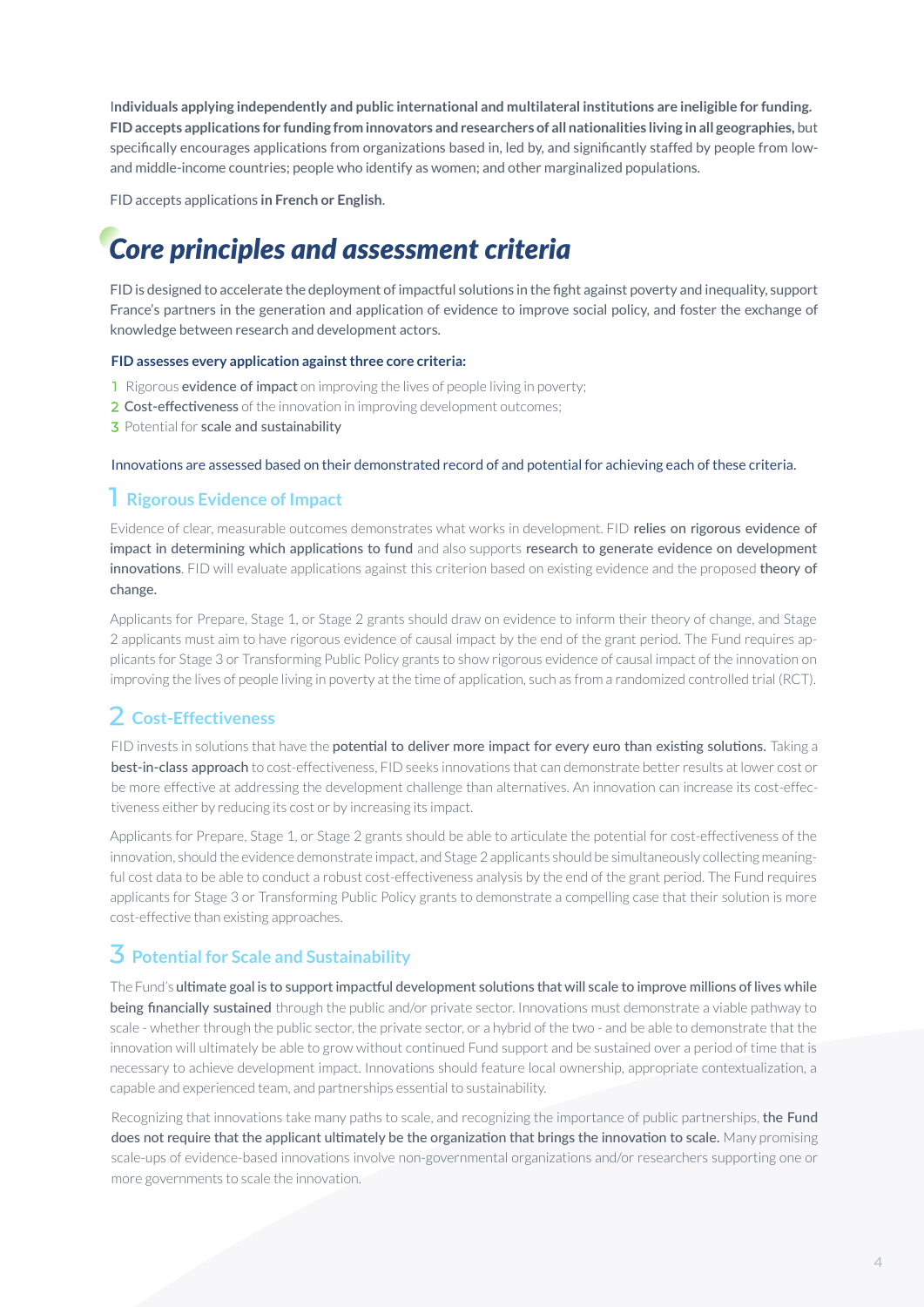**Individuals applying independently and public international and multilateral institutions are ineligible for funding. FID accepts applications for funding from innovators and researchers of all nationalities living in all geographies,** but specifically encourages applications from organizations based in, led by, and significantly staffed by people from low- and middle-income countries; people who identify as women; and other marginalized populations.

FID accepts applications **in French or English**.

# *Core principles and assessment criteria*

FID is designed to accelerate the deployment of impactful solutions in the fight against poverty and inequality, support France's partners in the generation and application of evidence to improve social policy, and foster the exchange of knowledge between research and development actors.

**FID assesses every application against three core criteria:**

1. Rigorous **evidence of impact** on improving the lives of people living in poverty;
2. **Cost-effectiveness** of the innovation in improving development outcomes;
3. Potential for **scale and sustainability**

Innovations are assessed based on their demonstrated record of and potential for achieving each of these criteria.

## 1 Rigorous Evidence of Impact

Evidence of clear, measurable outcomes demonstrates what works in development. FID **relies on rigorous evidence of impact in determining which applications to fund** and also supports **research to generate evidence on development innovations**. FID will evaluate applications against this criterion based on existing evidence and the proposed **theory of change.**

Applicants for Prepare, Stage 1, or Stage 2 grants should draw on evidence to inform their theory of change, and Stage 2 applicants must aim to have rigorous evidence of causal impact by the end of the grant period. The Fund requires applicants for Stage 3 or Transforming Public Policy grants to show rigorous evidence of causal impact of the innovation on improving the lives of people living in poverty at the time of application, such as from a randomized controlled trial (RCT).

## 2 Cost-Effectiveness

FID invests in solutions that have the **potential to deliver more impact for every euro than existing solutions.** Taking a **best-in-class approach** to cost-effectiveness, FID seeks innovations that can demonstrate better results at lower cost or be more effective at addressing the development challenge than alternatives. An innovation can increase its cost-effectiveness either by reducing its cost or by increasing its impact.

Applicants for Prepare, Stage 1, or Stage 2 grants should be able to articulate the potential for cost-effectiveness of the innovation, should the evidence demonstrate impact, and Stage 2 applicants should be simultaneously collecting meaningful cost data to be able to conduct a robust cost-effectiveness analysis by the end of the grant period. The Fund requires applicants for Stage 3 or Transforming Public Policy grants to demonstrate a compelling case that their solution is more cost-effective than existing approaches.

## 3 Potential for Scale and Sustainability

The Fund's **ultimate goal is to support impactful development solutions that will scale to improve millions of lives while being financially sustained** through the public and/or private sector. Innovations must demonstrate a viable pathway to scale - whether through the public sector, the private sector, or a hybrid of the two - and be able to demonstrate that the innovation will ultimately be able to grow without continued Fund support and be sustained over a period of time that is necessary to achieve development impact. Innovations should feature local ownership, appropriate contextualization, a capable and experienced team, and partnerships essential to sustainability.

Recognizing that innovations take many paths to scale, and recognizing the importance of public partnerships, **the Fund does not require that the applicant ultimately be the organization that brings the innovation to scale.** Many promising scale-ups of evidence-based innovations involve non-governmental organizations and/or researchers supporting one or more governments to scale the innovation.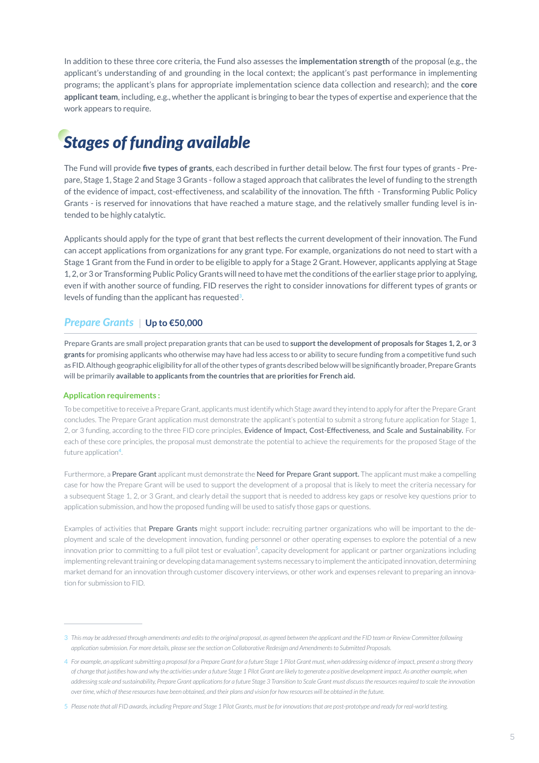In addition to these three core criteria, the Fund also assesses the **implementation strength** of the proposal (e.g., the applicant's understanding of and grounding in the local context; the applicant's past performance in implementing programs; the applicant's plans for appropriate implementation science data collection and research); and the **core applicant team**, including, e.g., whether the applicant is bringing to bear the types of expertise and experience that the work appears to require.

## *Stages of funding available*

The Fund will provide **five types of grants**, each described in further detail below. The first four types of grants - Prepare, Stage 1, Stage 2 and Stage 3 Grants - follow a staged approach that calibrates the level of funding to the strength of the evidence of impact, cost-effectiveness, and scalability of the innovation. The fifth - Transforming Public Policy Grants - is reserved for innovations that have reached a mature stage, and the relatively smaller funding level is intended to be highly catalytic.

Applicants should apply for the type of grant that best reflects the current development of their innovation. The Fund can accept applications from organizations for any grant type. For example, organizations do not need to start with a Stage 1 Grant from the Fund in order to be eligible to apply for a Stage 2 Grant. However, applicants applying at Stage 1, 2, or 3 or Transforming Public Policy Grants will need to have met the conditions of the earlier stage prior to applying, even if with another source of funding. FID reserves the right to consider innovations for different types of grants or levels of funding than the applicant has requested[3].

### *Prepare Grants* | **Up to €50,000**

Prepare Grants are small project preparation grants that can be used to **support the development of proposals for Stages 1, 2, or 3 grants** for promising applicants who otherwise may have had less access to or ability to secure funding from a competitive fund such as FID. Although geographic eligibility for all of the other types of grants described below will be significantly broader, Prepare Grants will be primarily **available to applicants from the countries that are priorities for French aid.**

#### Application requirements :

To be competitive to receive a Prepare Grant, applicants must identify which Stage award they intend to apply for after the Prepare Grant concludes. The Prepare Grant application must demonstrate the applicant's potential to submit a strong future application for Stage 1, 2, or 3 funding, according to the three FID core principles, **Evidence of Impact, Cost-Effectiveness, and Scale and Sustainability.** For each of these core principles, the proposal must demonstrate the potential to achieve the requirements for the proposed Stage of the future application[4].

Furthermore, a **Prepare Grant** applicant must demonstrate the **Need for Prepare Grant support.** The applicant must make a compelling case for how the Prepare Grant will be used to support the development of a proposal that is likely to meet the criteria necessary for a subsequent Stage 1, 2, or 3 Grant, and clearly detail the support that is needed to address key gaps or resolve key questions prior to application submission, and how the proposed funding will be used to satisfy those gaps or questions.

Examples of activities that **Prepare Grants** might support include: recruiting partner organizations who will be important to the deployment and scale of the development innovation, funding personnel or other operating expenses to explore the potential of a new innovation prior to committing to a full pilot test or evaluation[5], capacity development for applicant or partner organizations including implementing relevant training or developing data management systems necessary to implement the anticipated innovation, determining market demand for an innovation through customer discovery interviews, or other work and expenses relevant to preparing an innovation for submission to FID.

---

3 *This may be addressed through amendments and edits to the original proposal, as agreed between the applicant and the FID team or Review Committee following application submission. For more details, please see the section on Collaborative Redesign and Amendments to Submitted Proposals.*

4 *For example, an applicant submitting a proposal for a Prepare Grant for a future Stage 1 Pilot Grant must, when addressing evidence of impact, present a strong theory of change that justifies how and why the activities under a future Stage 1 Pilot Grant are likely to generate a positive development impact. As another example, when addressing scale and sustainability, Prepare Grant applications for a future Stage 3 Transition to Scale Grant must discuss the resources required to scale the innovation over time, which of these resources have been obtained, and their plans and vision for how resources will be obtained in the future.*

5 *Please note that all FID awards, including Prepare and Stage 1 Pilot Grants, must be for innovations that are post-prototype and ready for real-world testing.*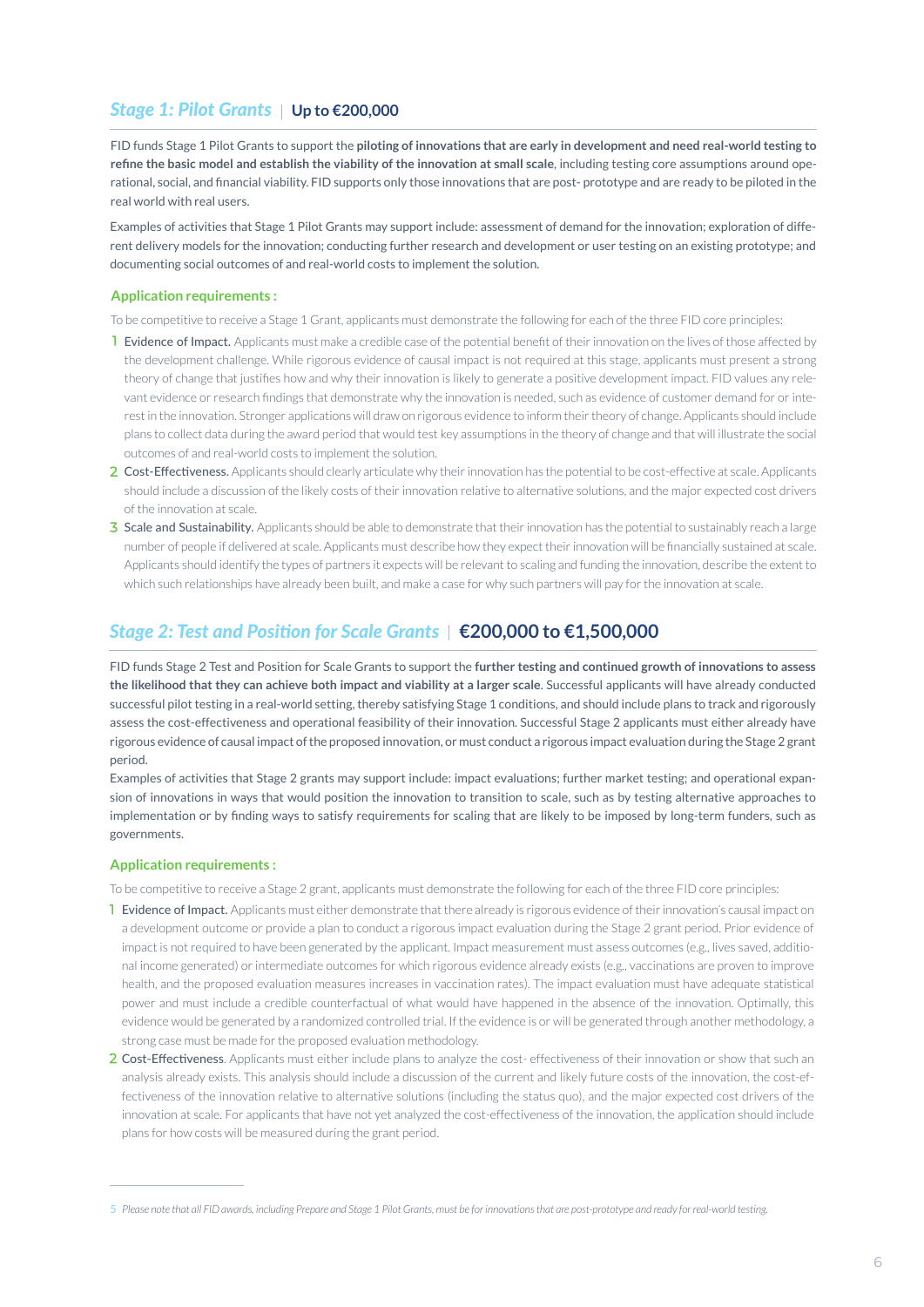## *Stage 1: Pilot Grants* | Up to €200,000

FID funds Stage 1 Pilot Grants to support the **piloting of innovations that are early in development and need real-world testing to refine the basic model and establish the viability of the innovation at small scale**, including testing core assumptions around operational, social, and financial viability. FID supports only those innovations that are post- prototype and are ready to be piloted in the real world with real users.

Examples of activities that Stage 1 Pilot Grants may support include: assessment of demand for the innovation; exploration of different delivery models for the innovation; conducting further research and development or user testing on an existing prototype; and documenting social outcomes of and real-world costs to implement the solution.

### Application requirements :

To be competitive to receive a Stage 1 Grant, applicants must demonstrate the following for each of the three FID core principles:

1. Evidence of Impact. Applicants must make a credible case of the potential benefit of their innovation on the lives of those affected by the development challenge. While rigorous evidence of causal impact is not required at this stage, applicants must present a strong theory of change that justifies how and why their innovation is likely to generate a positive development impact. FID values any relevant evidence or research findings that demonstrate why the innovation is needed, such as evidence of customer demand for or interest in the innovation. Stronger applications will draw on rigorous evidence to inform their theory of change. Applicants should include plans to collect data during the award period that would test key assumptions in the theory of change and that will illustrate the social outcomes of and real-world costs to implement the solution.
2. Cost-Effectiveness. Applicants should clearly articulate why their innovation has the potential to be cost-effective at scale. Applicants should include a discussion of the likely costs of their innovation relative to alternative solutions, and the major expected cost drivers of the innovation at scale.
3. Scale and Sustainability. Applicants should be able to demonstrate that their innovation has the potential to sustainably reach a large number of people if delivered at scale. Applicants must describe how they expect their innovation will be financially sustained at scale. Applicants should identify the types of partners it expects will be relevant to scaling and funding the innovation, describe the extent to which such relationships have already been built, and make a case for why such partners will pay for the innovation at scale.

## *Stage 2: Test and Position for Scale Grants* | €200,000 to €1,500,000

FID funds Stage 2 Test and Position for Scale Grants to support the **further testing and continued growth of innovations to assess the likelihood that they can achieve both impact and viability at a larger scale**. Successful applicants will have already conducted successful pilot testing in a real-world setting, thereby satisfying Stage 1 conditions, and should include plans to track and rigorously assess the cost-effectiveness and operational feasibility of their innovation. Successful Stage 2 applicants must either already have rigorous evidence of causal impact of the proposed innovation, or must conduct a rigorous impact evaluation during the Stage 2 grant period.

Examples of activities that Stage 2 grants may support include: impact evaluations; further market testing; and operational expansion of innovations in ways that would position the innovation to transition to scale, such as by testing alternative approaches to implementation or by finding ways to satisfy requirements for scaling that are likely to be imposed by long-term funders, such as governments.

### Application requirements :

To be competitive to receive a Stage 2 grant, applicants must demonstrate the following for each of the three FID core principles:

1. Evidence of Impact. Applicants must either demonstrate that there already is rigorous evidence of their innovation's causal impact on a development outcome or provide a plan to conduct a rigorous impact evaluation during the Stage 2 grant period. Prior evidence of impact is not required to have been generated by the applicant. Impact measurement must assess outcomes (e.g., lives saved, additional income generated) or intermediate outcomes for which rigorous evidence already exists (e.g., vaccinations are proven to improve health, and the proposed evaluation measures increases in vaccination rates). The impact evaluation must have adequate statistical power and must include a credible counterfactual of what would have happened in the absence of the innovation. Optimally, this evidence would be generated by a randomized controlled trial. If the evidence is or will be generated through another methodology, a strong case must be made for the proposed evaluation methodology.
2. Cost-Effectiveness. Applicants must either include plans to analyze the cost- effectiveness of their innovation or show that such an analysis already exists. This analysis should include a discussion of the current and likely future costs of the innovation, the cost-effectiveness of the innovation relative to alternative solutions (including the status quo), and the major expected cost drivers of the innovation at scale. For applicants that have not yet analyzed the cost-effectiveness of the innovation, the application should include plans for how costs will be measured during the grant period.

---

[5] *Please note that all FID awards, including Prepare and Stage 1 Pilot Grants, must be for innovations that are post-prototype and ready for real-world testing.*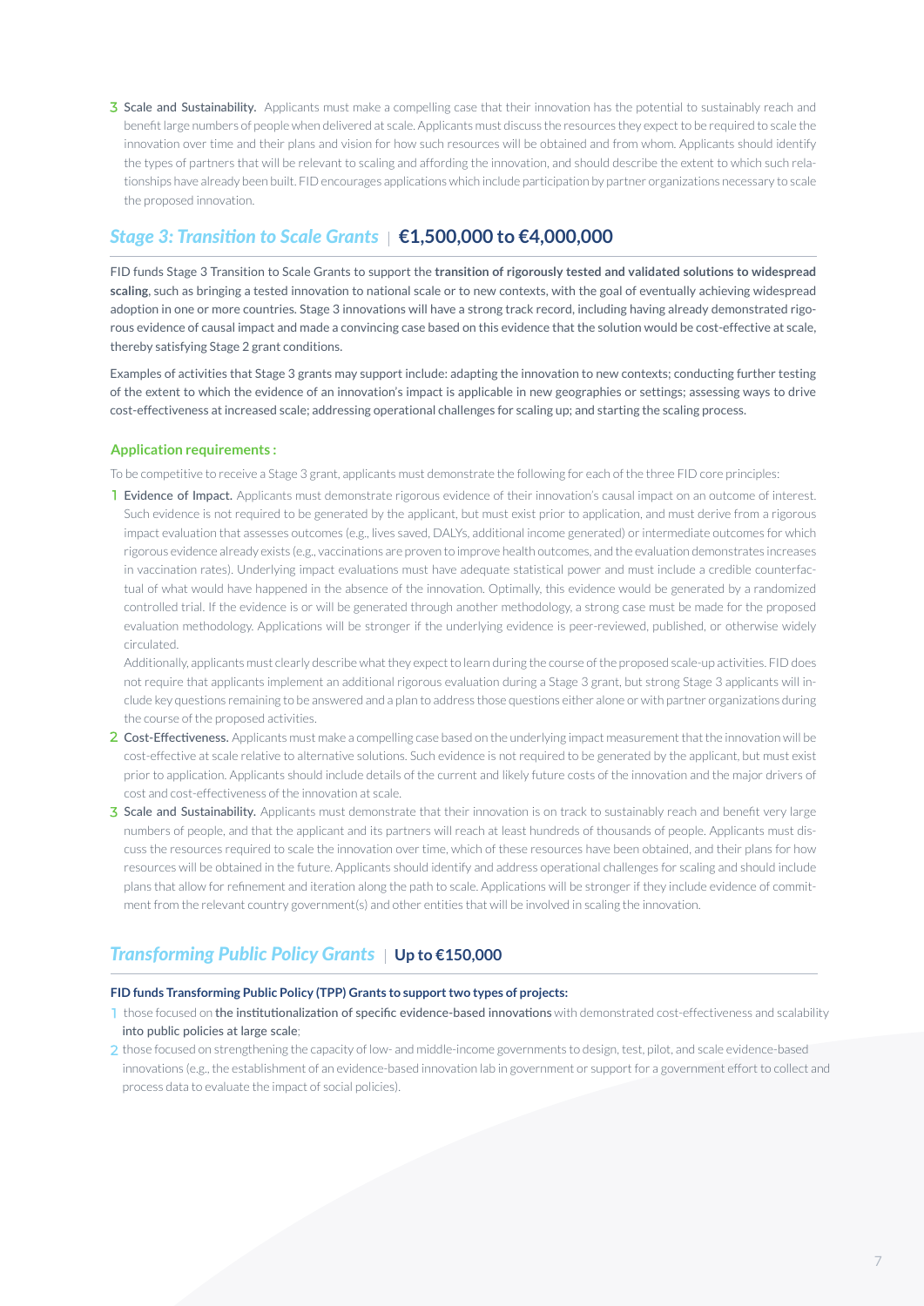3. **Scale and Sustainability.** Applicants must make a compelling case that their innovation has the potential to sustainably reach and benefit large numbers of people when delivered at scale. Applicants must discuss the resources they expect to be required to scale the innovation over time and their plans and vision for how such resources will be obtained and from whom. Applicants should identify the types of partners that will be relevant to scaling and affording the innovation, and should describe the extent to which such relationships have already been built. FID encourages applications which include participation by partner organizations necessary to scale the proposed innovation.

## *Stage 3: Transition to Scale Grants* | €1,500,000 to €4,000,000

FID funds Stage 3 Transition to Scale Grants to support the **transition of rigorously tested and validated solutions to widespread scaling**, such as bringing a tested innovation to national scale or to new contexts, with the goal of eventually achieving widespread adoption in one or more countries. Stage 3 innovations will have a strong track record, including having already demonstrated rigorous evidence of causal impact and made a convincing case based on this evidence that the solution would be cost-effective at scale, thereby satisfying Stage 2 grant conditions.

Examples of activities that Stage 3 grants may support include: adapting the innovation to new contexts; conducting further testing of the extent to which the evidence of an innovation's impact is applicable in new geographies or settings; assessing ways to drive cost-effectiveness at increased scale; addressing operational challenges for scaling up; and starting the scaling process.

### Application requirements :

To be competitive to receive a Stage 3 grant, applicants must demonstrate the following for each of the three FID core principles:

1. **Evidence of Impact.** Applicants must demonstrate rigorous evidence of their innovation's causal impact on an outcome of interest. Such evidence is not required to be generated by the applicant, but must exist prior to application, and must derive from a rigorous impact evaluation that assesses outcomes (e.g., lives saved, DALYs, additional income generated) or intermediate outcomes for which rigorous evidence already exists (e.g., vaccinations are proven to improve health outcomes, and the evaluation demonstrates increases in vaccination rates). Underlying impact evaluations must have adequate statistical power and must include a credible counterfactual of what would have happened in the absence of the innovation. Optimally, this evidence would be generated by a randomized controlled trial. If the evidence is or will be generated through another methodology, a strong case must be made for the proposed evaluation methodology. Applications will be stronger if the underlying evidence is peer-reviewed, published, or otherwise widely circulated.

   Additionally, applicants must clearly describe what they expect to learn during the course of the proposed scale-up activities. FID does not require that applicants implement an additional rigorous evaluation during a Stage 3 grant, but strong Stage 3 applicants will include key questions remaining to be answered and a plan to address those questions either alone or with partner organizations during the course of the proposed activities.
2. **Cost-Effectiveness.** Applicants must make a compelling case based on the underlying impact measurement that the innovation will be cost-effective at scale relative to alternative solutions. Such evidence is not required to be generated by the applicant, but must exist prior to application. Applicants should include details of the current and likely future costs of the innovation and the major drivers of cost and cost-effectiveness of the innovation at scale.
3. **Scale and Sustainability.** Applicants must demonstrate that their innovation is on track to sustainably reach and benefit very large numbers of people, and that the applicant and its partners will reach at least hundreds of thousands of people. Applicants must discuss the resources required to scale the innovation over time, which of these resources have been obtained, and their plans for how resources will be obtained in the future. Applicants should identify and address operational challenges for scaling and should include plans that allow for refinement and iteration along the path to scale. Applications will be stronger if they include evidence of commitment from the relevant country government(s) and other entities that will be involved in scaling the innovation.

## *Transforming Public Policy Grants* | Up to €150,000

**FID funds Transforming Public Policy (TPP) Grants to support two types of projects:**

1. those focused on **the institutionalization of specific evidence-based innovations** with demonstrated cost-effectiveness and scalability **into public policies at large scale**;
2. those focused on strengthening the capacity of low- and middle-income governments to design, test, pilot, and scale evidence-based innovations (e.g., the establishment of an evidence-based innovation lab in government or support for a government effort to collect and process data to evaluate the impact of social policies).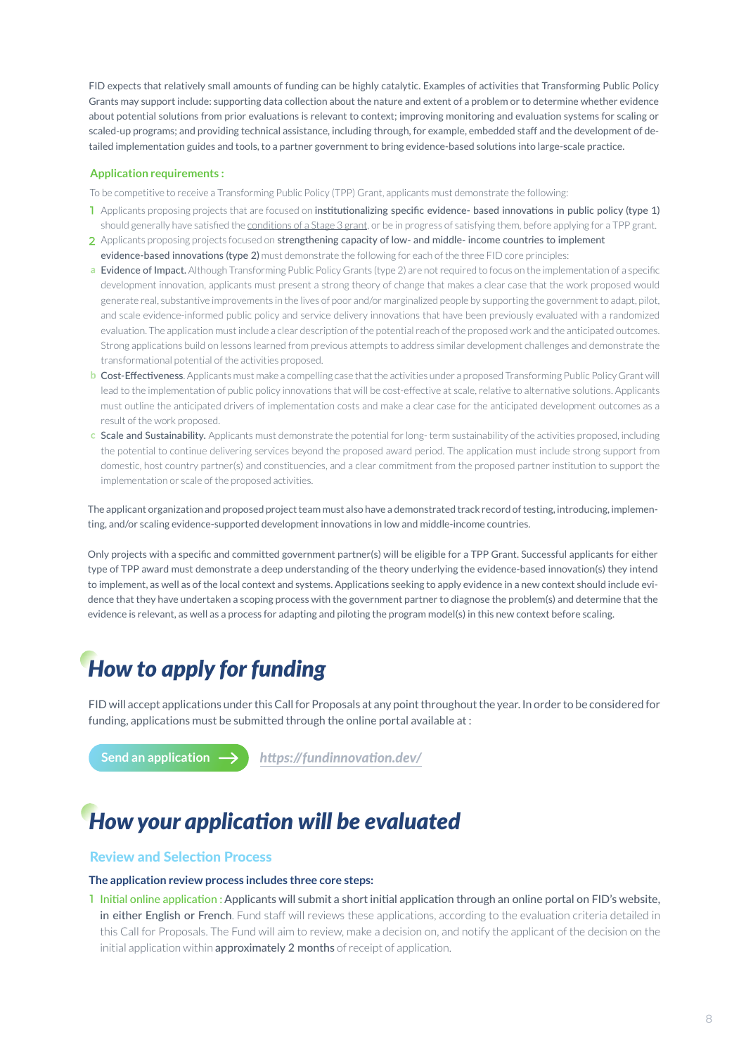FID expects that relatively small amounts of funding can be highly catalytic. Examples of activities that Transforming Public Policy Grants may support include: supporting data collection about the nature and extent of a problem or to determine whether evidence about potential solutions from prior evaluations is relevant to context; improving monitoring and evaluation systems for scaling or scaled-up programs; and providing technical assistance, including through, for example, embedded staff and the development of detailed implementation guides and tools, to a partner government to bring evidence-based solutions into large-scale practice.

### Application requirements :

To be competitive to receive a Transforming Public Policy (TPP) Grant, applicants must demonstrate the following:

1. Applicants proposing projects that are focused on **institutionalizing specific evidence- based innovations in public policy (type 1)** should generally have satisfied the conditions of a Stage 3 grant, or be in progress of satisfying them, before applying for a TPP grant.
2. Applicants proposing projects focused on **strengthening capacity of low- and middle- income countries to implement evidence-based innovations (type 2)** must demonstrate the following for each of the three FID core principles:

a. **Evidence of Impact.** Although Transforming Public Policy Grants (type 2) are not required to focus on the implementation of a specific development innovation, applicants must present a strong theory of change that makes a clear case that the work proposed would generate real, substantive improvements in the lives of poor and/or marginalized people by supporting the government to adapt, pilot, and scale evidence-informed public policy and service delivery innovations that have been previously evaluated with a randomized evaluation. The application must include a clear description of the potential reach of the proposed work and the anticipated outcomes. Strong applications build on lessons learned from previous attempts to address similar development challenges and demonstrate the transformational potential of the activities proposed.

b. **Cost-Effectiveness**. Applicants must make a compelling case that the activities under a proposed Transforming Public Policy Grant will lead to the implementation of public policy innovations that will be cost-effective at scale, relative to alternative solutions. Applicants must outline the anticipated drivers of implementation costs and make a clear case for the anticipated development outcomes as a result of the work proposed.

c. **Scale and Sustainability.** Applicants must demonstrate the potential for long- term sustainability of the activities proposed, including the potential to continue delivering services beyond the proposed award period. The application must include strong support from domestic, host country partner(s) and constituencies, and a clear commitment from the proposed partner institution to support the implementation or scale of the proposed activities.

The applicant organization and proposed project team must also have a demonstrated track record of testing, introducing, implementing, and/or scaling evidence-supported development innovations in low and middle-income countries.

Only projects with a specific and committed government partner(s) will be eligible for a TPP Grant. Successful applicants for either type of TPP award must demonstrate a deep understanding of the theory underlying the evidence-based innovation(s) they intend to implement, as well as of the local context and systems. Applications seeking to apply evidence in a new context should include evidence that they have undertaken a scoping process with the government partner to diagnose the problem(s) and determine that the evidence is relevant, as well as a process for adapting and piloting the program model(s) in this new context before scaling.

# *How to apply for funding*

FID will accept applications under this Call for Proposals at any point throughout the year. In order to be considered for funding, applications must be submitted through the online portal available at :

**Send an application →** *https://fundinnovation.dev/*

# *How your application will be evaluated*

### Review and Selection Process

**The application review process includes three core steps:**

1. Initial online application : Applicants will submit a short initial application through an online portal on FID's website, in either English or French. Fund staff will reviews these applications, according to the evaluation criteria detailed in this Call for Proposals. The Fund will aim to review, make a decision on, and notify the applicant of the decision on the initial application within **approximately 2 months** of receipt of application.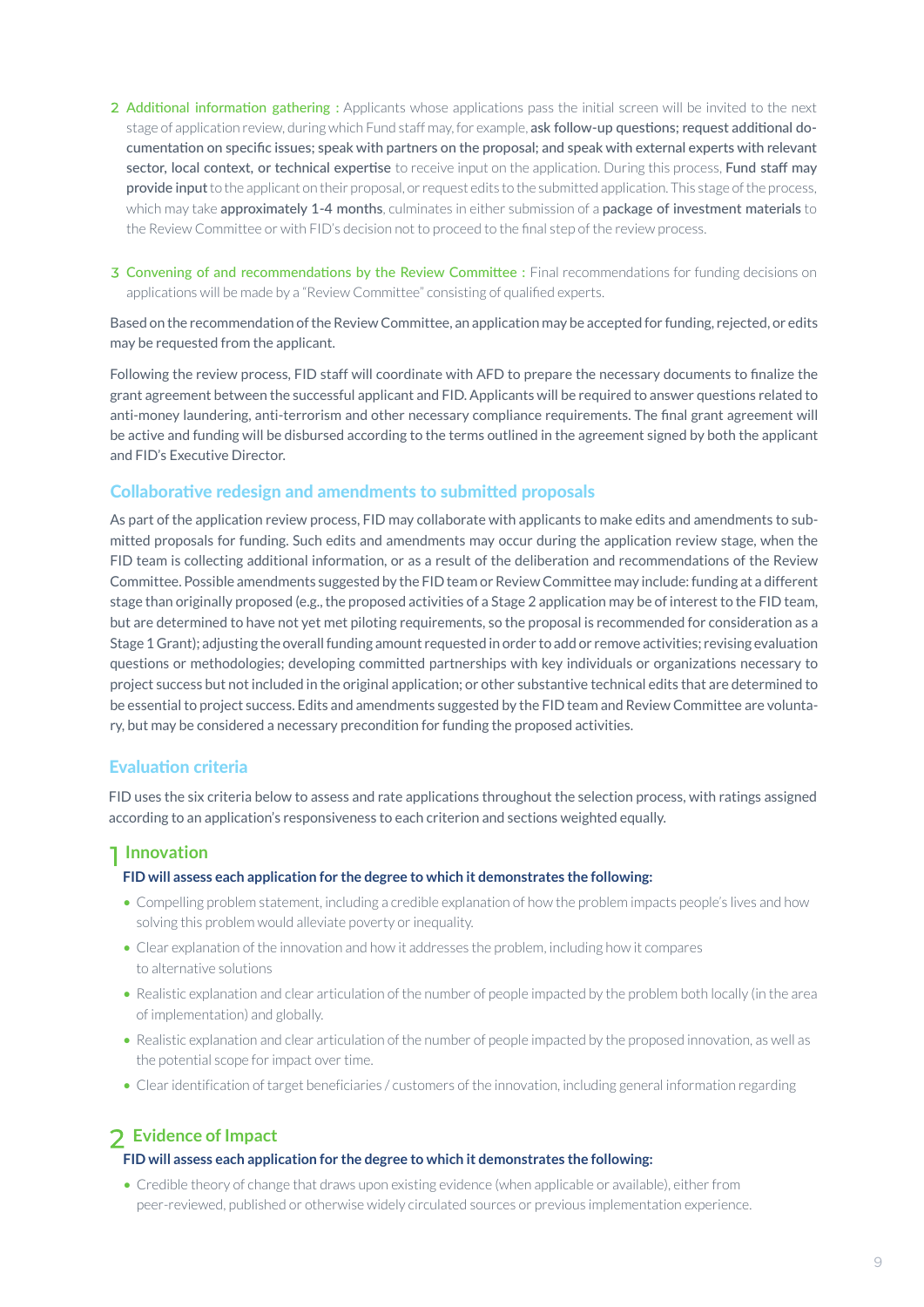2. **Additional information gathering**: Applicants whose applications pass the initial screen will be invited to the next stage of application review, during which Fund staff may, for example, ask follow-up questions; request additional documentation on specific issues; speak with partners on the proposal; and speak with external experts with relevant sector, local context, or technical expertise to receive input on the application. During this process, Fund staff may provide input to the applicant on their proposal, or request edits to the submitted application. This stage of the process, which may take approximately 1-4 months, culminates in either submission of a package of investment materials to the Review Committee or with FID's decision not to proceed to the final step of the review process.

3. **Convening of and recommendations by the Review Committee**: Final recommendations for funding decisions on applications will be made by a "Review Committee" consisting of qualified experts.

Based on the recommendation of the Review Committee, an application may be accepted for funding, rejected, or edits may be requested from the applicant.

Following the review process, FID staff will coordinate with AFD to prepare the necessary documents to finalize the grant agreement between the successful applicant and FID. Applicants will be required to answer questions related to anti-money laundering, anti-terrorism and other necessary compliance requirements. The final grant agreement will be active and funding will be disbursed according to the terms outlined in the agreement signed by both the applicant and FID's Executive Director.

## Collaborative redesign and amendments to submitted proposals

As part of the application review process, FID may collaborate with applicants to make edits and amendments to submitted proposals for funding. Such edits and amendments may occur during the application review stage, when the FID team is collecting additional information, or as a result of the deliberation and recommendations of the Review Committee. Possible amendments suggested by the FID team or Review Committee may include: funding at a different stage than originally proposed (e.g., the proposed activities of a Stage 2 application may be of interest to the FID team, but are determined to have not yet met piloting requirements, so the proposal is recommended for consideration as a Stage 1 Grant); adjusting the overall funding amount requested in order to add or remove activities; revising evaluation questions or methodologies; developing committed partnerships with key individuals or organizations necessary to project success but not included in the original application; or other substantive technical edits that are determined to be essential to project success. Edits and amendments suggested by the FID team and Review Committee are voluntary, but may be considered a necessary precondition for funding the proposed activities.

## Evaluation criteria

FID uses the six criteria below to assess and rate applications throughout the selection process, with ratings assigned according to an application's responsiveness to each criterion and sections weighted equally.

### 1 Innovation

**FID will assess each application for the degree to which it demonstrates the following:**

- Compelling problem statement, including a credible explanation of how the problem impacts people's lives and how solving this problem would alleviate poverty or inequality.
- Clear explanation of the innovation and how it addresses the problem, including how it compares to alternative solutions
- Realistic explanation and clear articulation of the number of people impacted by the problem both locally (in the area of implementation) and globally.
- Realistic explanation and clear articulation of the number of people impacted by the proposed innovation, as well as the potential scope for impact over time.
- Clear identification of target beneficiaries / customers of the innovation, including general information regarding

### 2 Evidence of Impact

**FID will assess each application for the degree to which it demonstrates the following:**

- Credible theory of change that draws upon existing evidence (when applicable or available), either from peer-reviewed, published or otherwise widely circulated sources or previous implementation experience.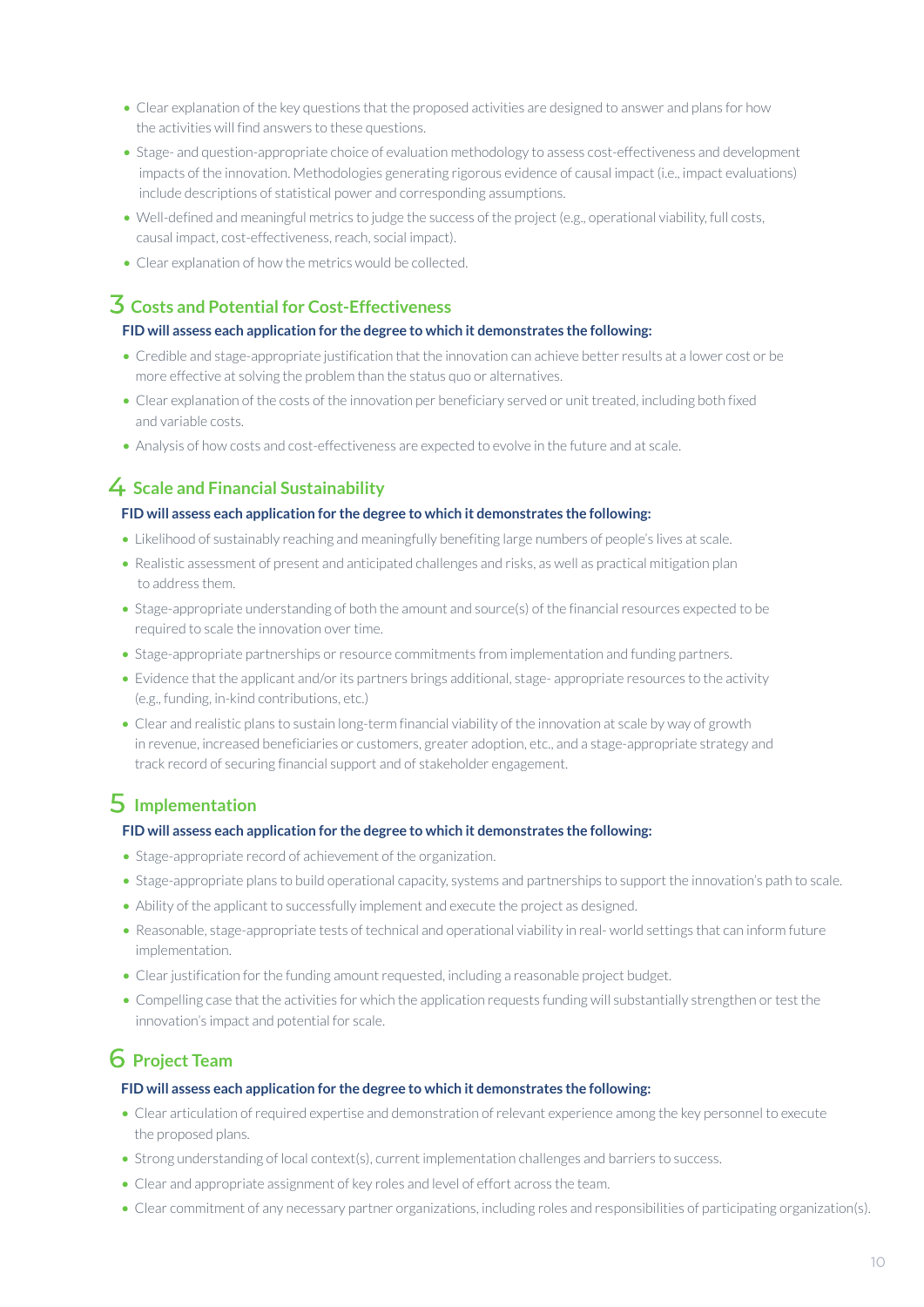- Clear explanation of the key questions that the proposed activities are designed to answer and plans for how the activities will find answers to these questions.
- Stage- and question-appropriate choice of evaluation methodology to assess cost-effectiveness and development impacts of the innovation. Methodologies generating rigorous evidence of causal impact (i.e., impact evaluations) include descriptions of statistical power and corresponding assumptions.
- Well-defined and meaningful metrics to judge the success of the project (e.g., operational viability, full costs, causal impact, cost-effectiveness, reach, social impact).
- Clear explanation of how the metrics would be collected.

## 3 Costs and Potential for Cost-Effectiveness

**FID will assess each application for the degree to which it demonstrates the following:**

- Credible and stage-appropriate justification that the innovation can achieve better results at a lower cost or be more effective at solving the problem than the status quo or alternatives.
- Clear explanation of the costs of the innovation per beneficiary served or unit treated, including both fixed and variable costs.
- Analysis of how costs and cost-effectiveness are expected to evolve in the future and at scale.

## 4 Scale and Financial Sustainability

**FID will assess each application for the degree to which it demonstrates the following:**

- Likelihood of sustainably reaching and meaningfully benefiting large numbers of people's lives at scale.
- Realistic assessment of present and anticipated challenges and risks, as well as practical mitigation plan to address them.
- Stage-appropriate understanding of both the amount and source(s) of the financial resources expected to be required to scale the innovation over time.
- Stage-appropriate partnerships or resource commitments from implementation and funding partners.
- Evidence that the applicant and/or its partners brings additional, stage- appropriate resources to the activity (e.g., funding, in-kind contributions, etc.)
- Clear and realistic plans to sustain long-term financial viability of the innovation at scale by way of growth in revenue, increased beneficiaries or customers, greater adoption, etc., and a stage-appropriate strategy and track record of securing financial support and of stakeholder engagement.

## 5 Implementation

**FID will assess each application for the degree to which it demonstrates the following:**

- Stage-appropriate record of achievement of the organization.
- Stage-appropriate plans to build operational capacity, systems and partnerships to support the innovation's path to scale.
- Ability of the applicant to successfully implement and execute the project as designed.
- Reasonable, stage-appropriate tests of technical and operational viability in real- world settings that can inform future implementation.
- Clear justification for the funding amount requested, including a reasonable project budget.
- Compelling case that the activities for which the application requests funding will substantially strengthen or test the innovation's impact and potential for scale.

## 6 Project Team

**FID will assess each application for the degree to which it demonstrates the following:**

- Clear articulation of required expertise and demonstration of relevant experience among the key personnel to execute the proposed plans.
- Strong understanding of local context(s), current implementation challenges and barriers to success.
- Clear and appropriate assignment of key roles and level of effort across the team.
- Clear commitment of any necessary partner organizations, including roles and responsibilities of participating organization(s).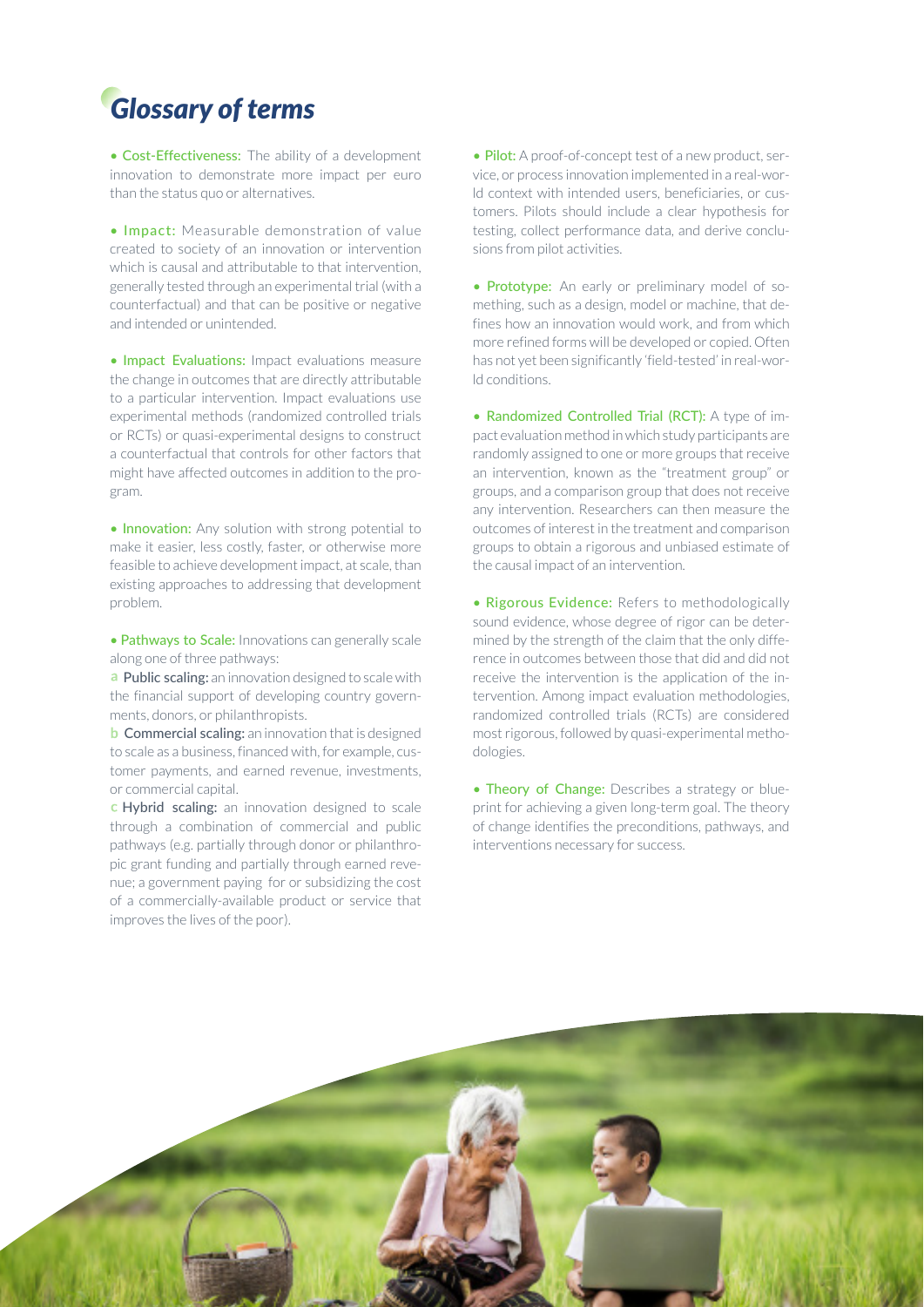# *Glossary of terms*

- **Cost-Effectiveness:** The ability of a development innovation to demonstrate more impact per euro than the status quo or alternatives.

- **Impact:** Measurable demonstration of value created to society of an innovation or intervention which is causal and attributable to that intervention, generally tested through an experimental trial (with a counterfactual) and that can be positive or negative and intended or unintended.

- **Impact Evaluations:** Impact evaluations measure the change in outcomes that are directly attributable to a particular intervention. Impact evaluations use experimental methods (randomized controlled trials or RCTs) or quasi-experimental designs to construct a counterfactual that controls for other factors that might have affected outcomes in addition to the program.

- **Innovation:** Any solution with strong potential to make it easier, less costly, faster, or otherwise more feasible to achieve development impact, at scale, than existing approaches to addressing that development problem.

- **Pathways to Scale:** Innovations can generally scale along one of three pathways:

  a **Public scaling:** an innovation designed to scale with the financial support of developing country governments, donors, or philanthropists.

  b **Commercial scaling:** an innovation that is designed to scale as a business, financed with, for example, customer payments, and earned revenue, investments, or commercial capital.

  c **Hybrid scaling:** an innovation designed to scale through a combination of commercial and public pathways (e.g. partially through donor or philanthropic grant funding and partially through earned revenue; a government paying for or subsidizing the cost of a commercially-available product or service that improves the lives of the poor).

- **Pilot:** A proof-of-concept test of a new product, service, or process innovation implemented in a real-world context with intended users, beneficiaries, or customers. Pilots should include a clear hypothesis for testing, collect performance data, and derive conclusions from pilot activities.

- **Prototype:** An early or preliminary model of something, such as a design, model or machine, that defines how an innovation would work, and from which more refined forms will be developed or copied. Often has not yet been significantly 'field-tested' in real-world conditions.

- **Randomized Controlled Trial (RCT):** A type of impact evaluation method in which study participants are randomly assigned to one or more groups that receive an intervention, known as the "treatment group" or groups, and a comparison group that does not receive any intervention. Researchers can then measure the outcomes of interest in the treatment and comparison groups to obtain a rigorous and unbiased estimate of the causal impact of an intervention.

- **Rigorous Evidence:** Refers to methodologically sound evidence, whose degree of rigor can be determined by the strength of the claim that the only difference in outcomes between those that did and did not receive the intervention is the application of the intervention. Among impact evaluation methodologies, randomized controlled trials (RCTs) are considered most rigorous, followed by quasi-experimental methodologies.

- **Theory of Change:** Describes a strategy or blueprint for achieving a given long-term goal. The theory of change identifies the preconditions, pathways, and interventions necessary for success.